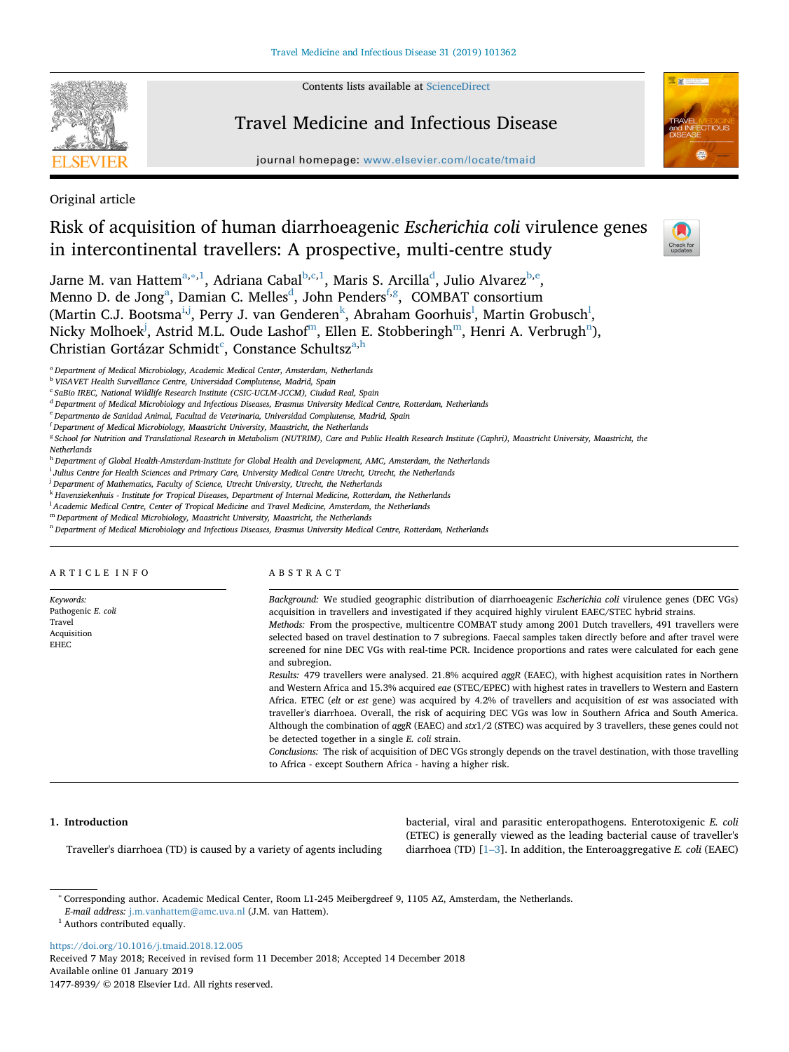Original article

# Risk of acquisition of human diarrhoeagenic *Escherichia coli* virulence genes in intercontinental travellers: A prospective, multi-centre study

Jarne M. van Hattem[a,*,1], Adriana Cabal[b,c,1], Maris S. Arcilla[d], Julio Alvarez[b,e], Menno D. de Jong[a], Damian C. Melles[d], John Penders[f,g], COMBAT consortium (Martin C.J. Bootsma[i,j], Perry J. van Genderen[k], Abraham Goorhuis[l], Martin Grobusch[l], Nicky Molhoek[j], Astrid M.L. Oude Lashof[m], Ellen E. Stobberingh[m], Henri A. Verbrugh[n]), Christian Gortázar Schmidt[c], Constance Schultsz[a,h]

[a] Department of Medical Microbiology, Academic Medical Center, Amsterdam, Netherlands
[b] VISAVET Health Surveillance Centre, Universidad Complutense, Madrid, Spain
[c] SaBio IREC, National Wildlife Research Institute (CSIC-UCLM-JCCM), Ciudad Real, Spain
[d] Department of Medical Microbiology and Infectious Diseases, Erasmus University Medical Centre, Rotterdam, Netherlands
[e] Departmento de Sanidad Animal, Facultad de Veterinaria, Universidad Complutense, Madrid, Spain
[f] Department of Medical Microbiology, Maastricht University, Maastricht, the Netherlands
[g] School for Nutrition and Translational Research in Metabolism (NUTRIM), Care and Public Health Research Institute (Caphri), Maastricht University, Maastricht, the Netherlands
[h] Department of Global Health-Amsterdam-Institute for Global Health and Development, AMC, Amsterdam, the Netherlands
[i] Julius Centre for Health Sciences and Primary Care, University Medical Centre Utrecht, Utrecht, the Netherlands
[j] Department of Mathematics, Faculty of Science, Utrecht University, Utrecht, the Netherlands
[k] Havenziekenhuis - Institute for Tropical Diseases, Department of Internal Medicine, Rotterdam, the Netherlands
[l] Academic Medical Centre, Center of Tropical Medicine and Travel Medicine, Amsterdam, the Netherlands
[m] Department of Medical Microbiology, Maastricht University, Maastricht, the Netherlands
[n] Department of Medical Microbiology and Infectious Diseases, Erasmus University Medical Centre, Rotterdam, Netherlands

## ARTICLE INFO

*Keywords:*
Pathogenic *E. coli*
Travel
Acquisition
EHEC

## ABSTRACT

*Background:* We studied geographic distribution of diarrhoeagenic *Escherichia coli* virulence genes (DEC VGs) acquisition in travellers and investigated if they acquired highly virulent EAEC/STEC hybrid strains.

*Methods:* From the prospective, multicentre COMBAT study among 2001 Dutch travellers, 491 travellers were selected based on travel destination to 7 subregions. Faecal samples taken directly before and after travel were screened for nine DEC VGs with real-time PCR. Incidence proportions and rates were calculated for each gene and subregion.

*Results:* 479 travellers were analysed. 21.8% acquired *aggR* (EAEC), with highest acquisition rates in Northern and Western Africa and 15.3% acquired *eae* (STEC/EPEC) with highest rates in travellers to Western and Eastern Africa. ETEC (*elt* or *est* gene) was acquired by 4.2% of travellers and acquisition of *est* was associated with traveller's diarrhoea. Overall, the risk of acquiring DEC VGs was low in Southern Africa and South America. Although the combination of *aggR* (EAEC) and *stx1/2* (STEC) was acquired by 3 travellers, these genes could not be detected together in a single *E. coli* strain.

*Conclusions:* The risk of acquisition of DEC VGs strongly depends on the travel destination, with those travelling to Africa - except Southern Africa - having a higher risk.

## 1. Introduction

Traveller's diarrhoea (TD) is caused by a variety of agents including bacterial, viral and parasitic enteropathogens. Enterotoxigenic *E. coli* (ETEC) is generally viewed as the leading bacterial cause of traveller's diarrhoea (TD) [1–3]. In addition, the Enteroaggregative *E. coli* (EAEC)

---

[*] Corresponding author. Academic Medical Center, Room L1-245 Meibergdreef 9, 1105 AZ, Amsterdam, the Netherlands.
*E-mail address:* j.m.vanhattem@amc.uva.nl (J.M. van Hattem).
[1] Authors contributed equally.

https://doi.org/10.1016/j.tmaid.2018.12.005
Received 7 May 2018; Received in revised form 11 December 2018; Accepted 14 December 2018
Available online 01 January 2019
1477-8939/ © 2018 Elsevier Ltd. All rights reserved.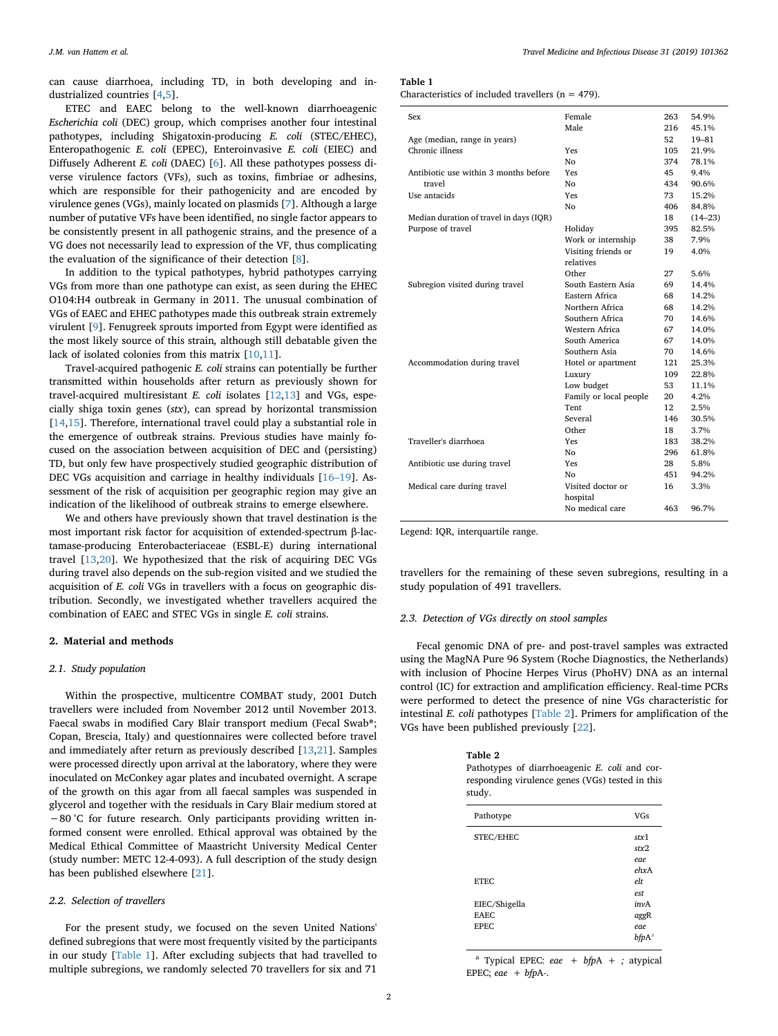can cause diarrhoea, including TD, in both developing and industrialized countries [4,5].

ETEC and EAEC belong to the well-known diarrhoeagenic *Escherichia coli* (DEC) group, which comprises another four intestinal pathotypes, including Shigatoxin-producing *E. coli* (STEC/EHEC), Enteropathogenic *E. coli* (EPEC), Enteroinvasive *E. coli* (EIEC) and Diffusely Adherent *E. coli* (DAEC) [6]. All these pathotypes possess diverse virulence factors (VFs), such as toxins, fimbriae or adhesins, which are responsible for their pathogenicity and are encoded by virulence genes (VGs), mainly located on plasmids [7]. Although a large number of putative VFs have been identified, no single factor appears to be consistently present in all pathogenic strains, and the presence of a VG does not necessarily lead to expression of the VF, thus complicating the evaluation of the significance of their detection [8].

In addition to the typical pathotypes, hybrid pathotypes carrying VGs from more than one pathotype can exist, as seen during the EHEC O104:H4 outbreak in Germany in 2011. The unusual combination of VGs of EAEC and EHEC pathotypes made this outbreak strain extremely virulent [9]. Fenugreek sprouts imported from Egypt were identified as the most likely source of this strain*,* although still debatable given the lack of isolated colonies from this matrix [10,11].

Travel-acquired pathogenic *E. coli* strains can potentially be further transmitted within households after return as previously shown for travel-acquired multiresistant *E. coli* isolates [12,13] and VGs, especially shiga toxin genes (*stx*), can spread by horizontal transmission [14,15]. Therefore, international travel could play a substantial role in the emergence of outbreak strains. Previous studies have mainly focused on the association between acquisition of DEC and (persisting) TD, but only few have prospectively studied geographic distribution of DEC VGs acquisition and carriage in healthy individuals [16–19]. Assessment of the risk of acquisition per geographic region may give an indication of the likelihood of outbreak strains to emerge elsewhere.

We and others have previously shown that travel destination is the most important risk factor for acquisition of extended-spectrum β-lactamase-producing Enterobacteriaceae (ESBL-E) during international travel [13,20]. We hypothesized that the risk of acquiring DEC VGs during travel also depends on the sub-region visited and we studied the acquisition of *E. coli* VGs in travellers with a focus on geographic distribution. Secondly, we investigated whether travellers acquired the combination of EAEC and STEC VGs in single *E. coli* strains.

## 2. Material and methods

### 2.1. Study population

Within the prospective, multicentre COMBAT study, 2001 Dutch travellers were included from November 2012 until November 2013. Faecal swabs in modified Cary Blair transport medium (Fecal Swab®; Copan, Brescia, Italy) and questionnaires were collected before travel and immediately after return as previously described [13,21]. Samples were processed directly upon arrival at the laboratory, where they were inoculated on McConkey agar plates and incubated overnight. A scrape of the growth on this agar from all faecal samples was suspended in glycerol and together with the residuals in Cary Blair medium stored at −80 °C for future research. Only participants providing written informed consent were enrolled. Ethical approval was obtained by the Medical Ethical Committee of Maastricht University Medical Center (study number: METC 12-4-093). A full description of the study design has been published elsewhere [21].

### 2.2. Selection of travellers

For the present study, we focused on the seven United Nations' defined subregions that were most frequently visited by the participants in our study [Table 1]. After excluding subjects that had travelled to multiple subregions, we randomly selected 70 travellers for six and 71 travellers for the remaining of these seven subregions, resulting in a study population of 491 travellers.

**Table 1**
Characteristics of included travellers (n = 479).

| | | | |
|---|---|---|---|
| Sex | Female | 263 | 54.9% |
| | Male | 216 | 45.1% |
| Age (median, range in years) | | 52 | 19–81 |
| Chronic illness | Yes | 105 | 21.9% |
| | No | 374 | 78.1% |
| Antibiotic use within 3 months before travel | Yes | 45 | 9.4% |
| | No | 434 | 90.6% |
| Use antacids | Yes | 73 | 15.2% |
| | No | 406 | 84.8% |
| Median duration of travel in days (IQR) | | 18 | (14–23) |
| Purpose of travel | Holiday | 395 | 82.5% |
| | Work or internship | 38 | 7.9% |
| | Visiting friends or relatives | 19 | 4.0% |
| | Other | 27 | 5.6% |
| Subregion visited during travel | South Eastern Asia | 69 | 14.4% |
| | Eastern Africa | 68 | 14.2% |
| | Northern Africa | 68 | 14.2% |
| | Southern Africa | 70 | 14.6% |
| | Western Africa | 67 | 14.0% |
| | South America | 67 | 14.0% |
| | Southern Asia | 70 | 14.6% |
| Accommodation during travel | Hotel or apartment | 121 | 25.3% |
| | Luxury | 109 | 22.8% |
| | Low budget | 53 | 11.1% |
| | Family or local people | 20 | 4.2% |
| | Tent | 12 | 2.5% |
| | Several | 146 | 30.5% |
| | Other | 18 | 3.7% |
| Traveller's diarrhoea | Yes | 183 | 38.2% |
| | No | 296 | 61.8% |
| Antibiotic use during travel | Yes | 28 | 5.8% |
| | No | 451 | 94.2% |
| Medical care during travel | Visited doctor or hospital | 16 | 3.3% |
| | No medical care | 463 | 96.7% |

Legend: IQR, interquartile range.

### 2.3. Detection of VGs directly on stool samples

Fecal genomic DNA of pre- and post-travel samples was extracted using the MagNA Pure 96 System (Roche Diagnostics, the Netherlands) with inclusion of Phocine Herpes Virus (PhoHV) DNA as an internal control (IC) for extraction and amplification efficiency. Real-time PCRs were performed to detect the presence of nine VGs characteristic for intestinal *E. coli* pathotypes [Table 2]. Primers for amplification of the VGs have been published previously [22].

**Table 2**
Pathotypes of diarrhoeagenic *E. coli* and corresponding virulence genes (VGs) tested in this study.

| Pathotype | VGs |
|---|---|
| STEC/EHEC | *stx*1 |
| | *stx*2 |
| | *eae* |
| | *ehx*A |
| ETEC | *elt* |
| | *est* |
| EIEC/Shigella | *inv*A |
| EAEC | *agg*R |
| EPEC | *eae* |
| | *bfp*A [a] |

[a] Typical EPEC: *eae* + *bfp*A + *;* atypical EPEC; *eae* + *bfp*A-.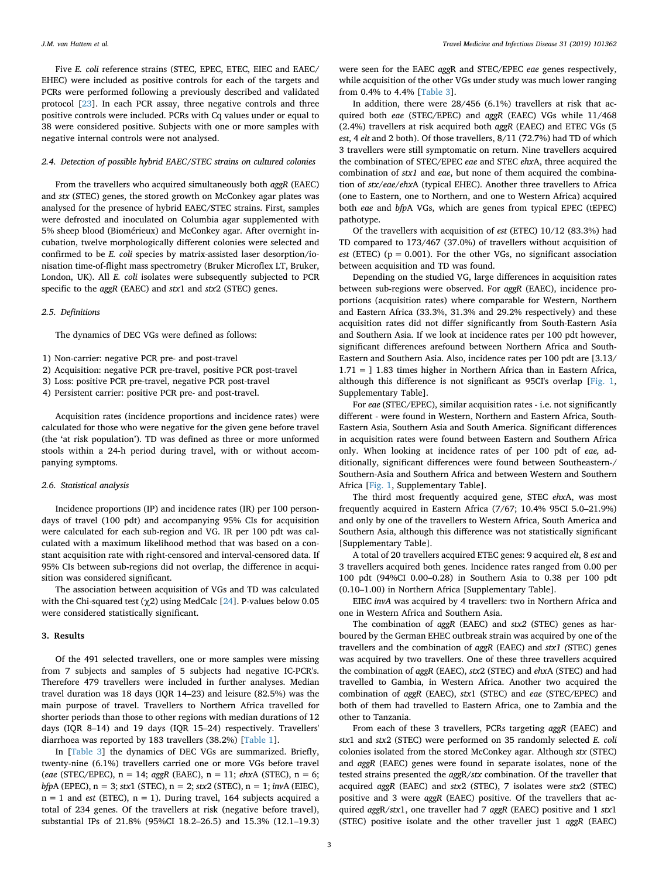Five *E. coli* reference strains (STEC, EPEC, ETEC, EIEC and EAEC/EHEC) were included as positive controls for each of the targets and PCRs were performed following a previously described and validated protocol [23]. In each PCR assay, three negative controls and three positive controls were included. PCRs with Cq values under or equal to 38 were considered positive. Subjects with one or more samples with negative internal controls were not analysed.

### 2.4. Detection of possible hybrid EAEC/STEC strains on cultured colonies

From the travellers who acquired simultaneously both *aggR* (EAEC) and *stx* (STEC) genes, the stored growth on McConkey agar plates was analysed for the presence of hybrid EAEC/STEC strains. First, samples were defrosted and inoculated on Columbia agar supplemented with 5% sheep blood (Biomérieux) and McConkey agar. After overnight incubation, twelve morphologically different colonies were selected and confirmed to be *E. coli* species by matrix-assisted laser desorption/ionisation time-of-flight mass spectrometry (Bruker Microflex LT, Bruker, London, UK). All *E. coli* isolates were subsequently subjected to PCR specific to the *aggR* (EAEC) and *stx*1 and *stx*2 (STEC) genes.

### 2.5. Definitions

The dynamics of DEC VGs were defined as follows:

1) Non-carrier: negative PCR pre- and post-travel
2) Acquisition: negative PCR pre-travel, positive PCR post-travel
3) Loss: positive PCR pre-travel, negative PCR post-travel
4) Persistent carrier: positive PCR pre- and post-travel.

Acquisition rates (incidence proportions and incidence rates) were calculated for those who were negative for the given gene before travel (the 'at risk population'). TD was defined as three or more unformed stools within a 24-h period during travel, with or without accompanying symptoms.

### 2.6. Statistical analysis

Incidence proportions (IP) and incidence rates (IR) per 100 person-days of travel (100 pdt) and accompanying 95% CIs for acquisition were calculated for each sub-region and VG. IR per 100 pdt was calculated with a maximum likelihood method that was based on a constant acquisition rate with right-censored and interval-censored data. If 95% CIs between sub-regions did not overlap, the difference in acquisition was considered significant.

The association between acquisition of VGs and TD was calculated with the Chi-squared test ($\chi 2$) using MedCalc [24]. P-values below 0.05 were considered statistically significant.

## 3. Results

Of the 491 selected travellers, one or more samples were missing from 7 subjects and samples of 5 subjects had negative IC-PCR's. Therefore 479 travellers were included in further analyses. Median travel duration was 18 days (IQR 14–23) and leisure (82.5%) was the main purpose of travel. Travellers to Northern Africa travelled for shorter periods than those to other regions with median durations of 12 days (IQR 8–14) and 19 days (IQR 15–24) respectively. Travellers' diarrhoea was reported by 183 travellers (38.2%) [Table 1].

In [Table 3] the dynamics of DEC VGs are summarized. Briefly, twenty-nine (6.1%) travellers carried one or more VGs before travel (*eae* (STEC/EPEC), n = 14; *aggR* (EAEC), n = 11; *ehx*A (STEC), n = 6; *bfp*A (EPEC), n = 3; *stx*1 (STEC), n = 2; *stx*2 (STEC), n = 1; *inv*A (EIEC), n = 1 and *est* (ETEC), n = 1). During travel, 164 subjects acquired a total of 234 genes. Of the travellers at risk (negative before travel), substantial IPs of 21.8% (95%CI 18.2–26.5) and 15.3% (12.1–19.3) were seen for the EAEC *agg*R and STEC/EPEC *eae* genes respectively, while acquisition of the other VGs under study was much lower ranging from 0.4% to 4.4% [Table 3].

In addition, there were 28/456 (6.1%) travellers at risk that acquired both *eae* (STEC/EPEC) and *aggR* (EAEC) VGs while 11/468 (2.4%) travellers at risk acquired both *aggR* (EAEC) and ETEC VGs (5 *est*, 4 *elt* and 2 both). Of those travellers, 8/11 (72.7%) had TD of which 3 travellers were still symptomatic on return. Nine travellers acquired the combination of STEC/EPEC *eae* and STEC *ehx*A, three acquired the combination of *stx1* and *eae*, but none of them acquired the combination of *stx*/*eae*/*ehx*A (typical EHEC). Another three travellers to Africa (one to Eastern, one to Northern, and one to Western Africa) acquired both *eae* and *bfp*A VGs, which are genes from typical EPEC (tEPEC) pathotype.

Of the travellers with acquisition of *est* (ETEC) 10/12 (83.3%) had TD compared to 173/467 (37.0%) of travellers without acquisition of *est* (ETEC) (p = 0.001). For the other VGs, no significant association between acquisition and TD was found.

Depending on the studied VG, large differences in acquisition rates between sub-regions were observed. For *aggR* (EAEC), incidence proportions (acquisition rates) where comparable for Western, Northern and Eastern Africa (33.3%, 31.3% and 29.2% respectively) and these acquisition rates did not differ significantly from South-Eastern Asia and Southern Asia. If we look at incidence rates per 100 pdt however, significant differences arefound between Northern Africa and South-Eastern and Southern Asia. Also, incidence rates per 100 pdt are [3.13/1.71 = ] 1.83 times higher in Northern Africa than in Eastern Africa, although this difference is not significant as 95CI's overlap [Fig. 1, Supplementary Table].

For *eae* (STEC/EPEC), similar acquisition rates - i.e. not significantly different - were found in Western, Northern and Eastern Africa, South-Eastern Asia, Southern Asia and South America. Significant differences in acquisition rates were found between Eastern and Southern Africa only. When looking at incidence rates of per 100 pdt of *eae,* additionally, significant differences were found between Southeastern-/Southern-Asia and Southern Africa and between Western and Southern Africa [Fig. 1, Supplementary Table].

The third most frequently acquired gene, STEC *ehx*A, was most frequently acquired in Eastern Africa (7/67; 10.4% 95CI 5.0–21.9%) and only by one of the travellers to Western Africa, South America and Southern Asia, although this difference was not statistically significant [Supplementary Table].

A total of 20 travellers acquired ETEC genes: 9 acquired *elt*, 8 *est* and 3 travellers acquired both genes. Incidence rates ranged from 0.00 per 100 pdt (94%CI 0.00–0.28) in Southern Asia to 0.38 per 100 pdt (0.10–1.00) in Northern Africa [Supplementary Table].

EIEC *invA* was acquired by 4 travellers: two in Northern Africa and one in Western Africa and Southern Asia.

The combination of *aggR* (EAEC) and *stx2* (STEC) genes as harboured by the German EHEC outbreak strain was acquired by one of the travellers and the combination of *aggR* (EAEC) and *stx1 (*STEC) genes was acquired by two travellers. One of these three travellers acquired the combination of *aggR* (EAEC), *stx*2 (STEC) and *ehx*A (STEC) and had travelled to Gambia, in Western Africa. Another two acquired the combination of *aggR* (EAEC), *stx*1 (STEC) and *eae* (STEC/EPEC) and both of them had travelled to Eastern Africa, one to Zambia and the other to Tanzania.

From each of these 3 travellers, PCRs targeting *aggR* (EAEC) and *stx*1 and *stx*2 (STEC) were performed on 35 randomly selected *E. coli* colonies isolated from the stored McConkey agar. Although *stx* (STEC) and *aggR* (EAEC) genes were found in separate isolates, none of the tested strains presented the *agg*R/*stx* combination. Of the traveller that acquired *aggR* (EAEC) and *stx*2 (STEC), 7 isolates were *stx*2 (STEC) positive and 3 were *aggR* (EAEC) positive. Of the travellers that acquired *agg*R/*stx*1, one traveller had 7 *aggR* (EAEC) positive and 1 *stx*1 (STEC) positive isolate and the other traveller just 1 *aggR* (EAEC)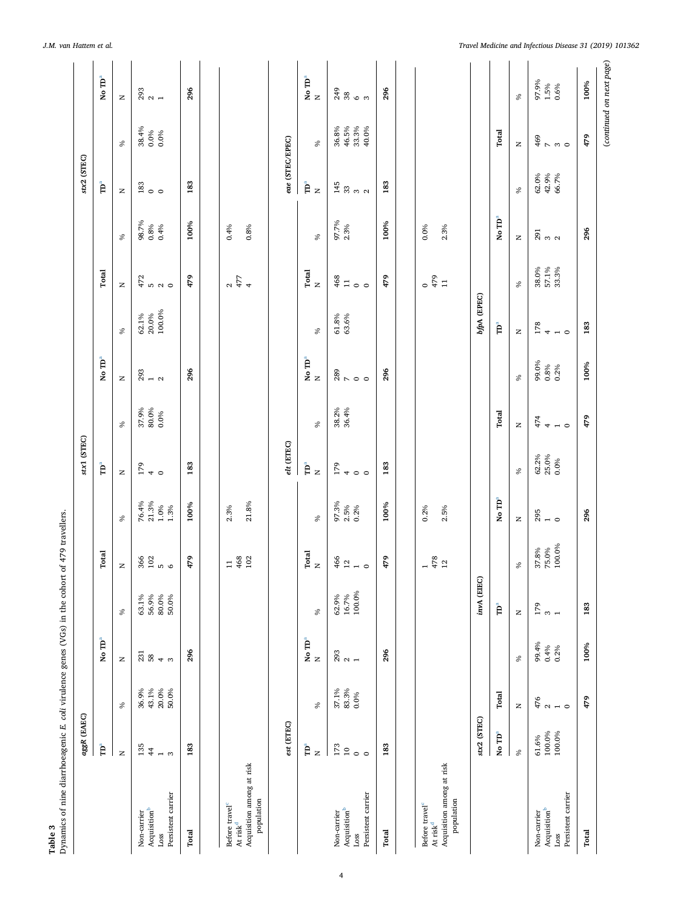**Table 3**
Dynamics of nine diarrhoeagenic *E. coli* virulence genes (VGs) in the cohort of 479 travellers.

| | *aggR* (EAEC) | | | | | | *stx1* (STEC) | | | | | | *stx2* (STEC) | | |
|---|---|---|---|---|---|---|---|---|---|---|---|---|---|---|---|
| | TD[a] | | No TD[a] | | Total | | TD[a] | | No TD[a] | | Total | | TD[a] | | No TD[a] |
| | N | % | N | % | N | % | N | % | N | % | N | % | N | % | N |
| Non-carrier | 135 | 36.9% | 231 | 63.1% | 366 | 76.4% | 179 | 37.9% | 293 | 62.1% | 472 | 98.7% | 183 | 38.4% | 293 |
| Acquisition[b] | 44 | 43.1% | 58 | 56.9% | 102 | 21.3% | 4 | 80.0% | 1 | 20.0% | 5 | 0.8% | 0 | 0.0% | 2 |
| Loss | 1 | 20.0% | 4 | 80.0% | 5 | 1.0% | 0 | 0.0% | 2 | 100.0% | 2 | 0.4% | 0 | 0.0% | 1 |
| Persistent carrier | 3 | 50.0% | 3 | 50.0% | 6 | 1.3% | | | | | 0 | | | | |
| **Total** | **183** | | **296** | | **479** | **100%** | **183** | | **296** | | **479** | **100%** | **183** | | **296** |
| Before travel[c] | | | | | 11 | 2.3% | | | | | 2 | 0.4% | | | |
| At risk[d] | | | | | 468 | | | | | | 477 | | | | |
| Acquisition among at risk population | | | | | 102 | 21.8% | | | | | 4 | 0.8% | | | |

| | *est* (ETEC) | | | | | | *elt* (ETEC) | | | | | | *eae* (STEC/EPEC) | | |
|---|---|---|---|---|---|---|---|---|---|---|---|---|---|---|---|
| | TD[a] | | No TD[a] | | Total | | TD[a] | | No TD[a] | | Total | | TD[a] | | No TD[a] |
| | N | % | N | % | N | % | N | % | N | % | N | % | N | % | N |
| Non-carrier | 173 | 37.1% | 293 | 62.9% | 466 | 97.3% | 179 | 38.2% | 289 | 61.8% | 468 | 97.7% | 145 | 36.8% | 249 |
| Acquisition[b] | 10 | 83.3% | 2 | 16.7% | 12 | 2.5% | 4 | 36.4% | 7 | 63.6% | 11 | 2.3% | 33 | 46.5% | 38 |
| Loss | 0 | 0.0% | 1 | 100.0% | 1 | 0.2% | 0 | | 0 | | 0 | | 3 | 33.3% | 6 |
| Persistent carrier | 0 | | 0 | | 0 | | 0 | | 0 | | 0 | | 2 | 40.0% | 3 |
| **Total** | **183** | | **296** | | **479** | **100%** | **183** | | **296** | | **479** | **100%** | **183** | | **296** |
| Before travel[c] | | | | | 1 | 0.2% | | | | | 0 | 0.0% | | | |
| At risk[d] | | | | | 478 | | | | | | 479 | | | | |
| Acquisition among at risk population | | | | | 12 | 2.5% | | | | | 11 | 2.3% | | | |

| | *stx2* (STEC) | | | *invA* (EIEC) | | | | | | *bfpA* (EPEC) | | | | | |
|---|---|---|---|---|---|---|---|---|---|---|---|---|---|---|---|
| | No TD[a] | Total | | TD[a] | | No TD[a] | | Total | | TD[a] | | No TD[a] | | Total | |
| | % | N | % | N | % | N | % | N | % | N | % | N | % | N | % |
| Non-carrier | 61.6% | 476 | 99.4% | 179 | 37.8% | 295 | 62.2% | 474 | 99.0% | 178 | 38.0% | 291 | 62.0% | 469 | 97.9% |
| Acquisition[b] | 100.0% | 2 | 0.4% | 3 | 75.0% | 1 | 25.0% | 4 | 0.8% | 4 | 57.1% | 3 | 42.9% | 7 | 1.5% |
| Loss | 100.0% | 1 | 0.2% | 1 | 100.0% | 0 | 0.0% | 1 | 0.2% | 1 | 33.3% | 2 | 66.7% | 3 | 0.6% |
| Persistent carrier | | 0 | | | | | | 0 | | 0 | | | | 0 | |
| **Total** | | **479** | **100%** | **183** | | **296** | | **479** | **100%** | **183** | | **296** | | **479** | **100%** |

(*continued on next page*)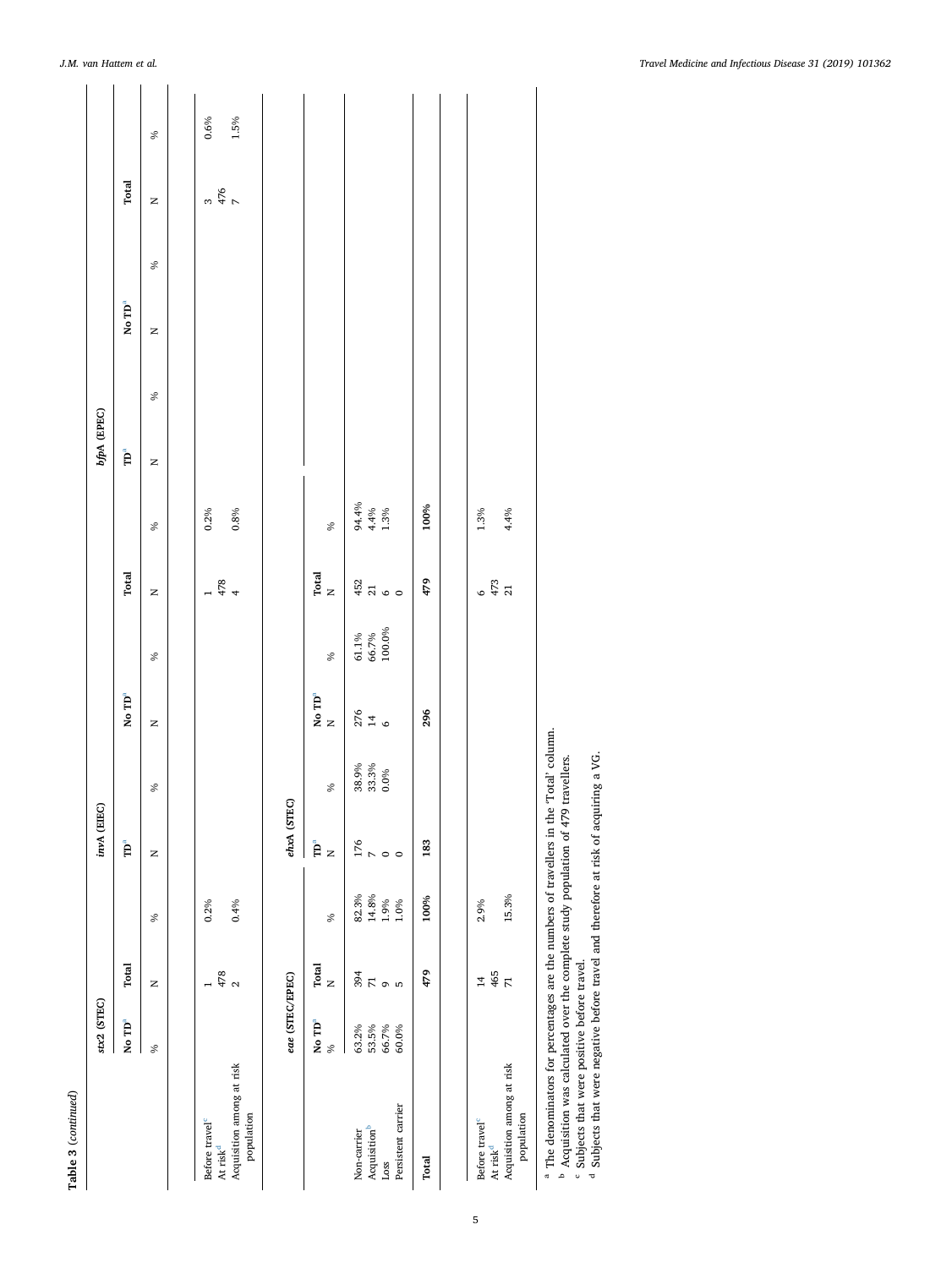**Table 3** (*continued*)

| | *stx2* (STEC) | | | *invA* (EIEC) | | | | | | *bfpA* (EPEC) | | | | | |
|---|---|---|---|---|---|---|---|---|---|---|---|---|---|---|---|
| | No TD[a] | Total | | TD[a] | | No TD[a] | | Total | | TD[a] | | No TD[a] | | Total | |
| | % | N | % | N | % | N | % | N | % | N | % | N | % | N | % |
| Before travel[c] | | 1 | 0.2% | | | | | 1 | 0.2% | | | | | 3 | 0.6% |
| At risk[d] | | 478 | | | | | | 478 | | | | | | 476 | |
| Acquisition among at risk population | | 2 | 0.4% | | | | | 4 | 0.8% | | | | | 7 | 1.5% |

| | *eae* (STEC/EPEC) | | | *ehxA* (STEC) | | | | | |
|---|---|---|---|---|---|---|---|---|---|
| | No TD[a] | Total | | TD[a] | | No TD[a] | | Total | |
| | % | N | % | N | % | N | % | N | % |
| Non-carrier | 63.2% | 394 | 82.3% | 176 | 38.9% | 276 | 61.1% | 452 | 94.4% |
| Acquisition[b] | 53.5% | 71 | 14.8% | 7 | 33.3% | 14 | 66.7% | 21 | 4.4% |
| Loss | 66.7% | 9 | 1.9% | 0 | 0.0% | 6 | 100.0% | 6 | 1.3% |
| Persistent carrier | 60.0% | 5 | 1.0% | 0 | | | | 0 | |
| **Total** | | **479** | **100%** | **183** | | **296** | | **479** | **100%** |
| Before travel[c] | | 14 | 2.9% | | | | | 6 | 1.3% |
| At risk[d] | | 465 | | | | | | 473 | |
| Acquisition among at risk population | | 71 | 15.3% | | | | | 21 | 4.4% |

[a] The denominators for percentages are the numbers of travellers in the 'Total' column.
[b] Acquisition was calculated over the complete study population of 479 travellers.
[c] Subjects that were positive before travel.
[d] Subjects that were negative before travel and therefore at risk of acquiring a VG.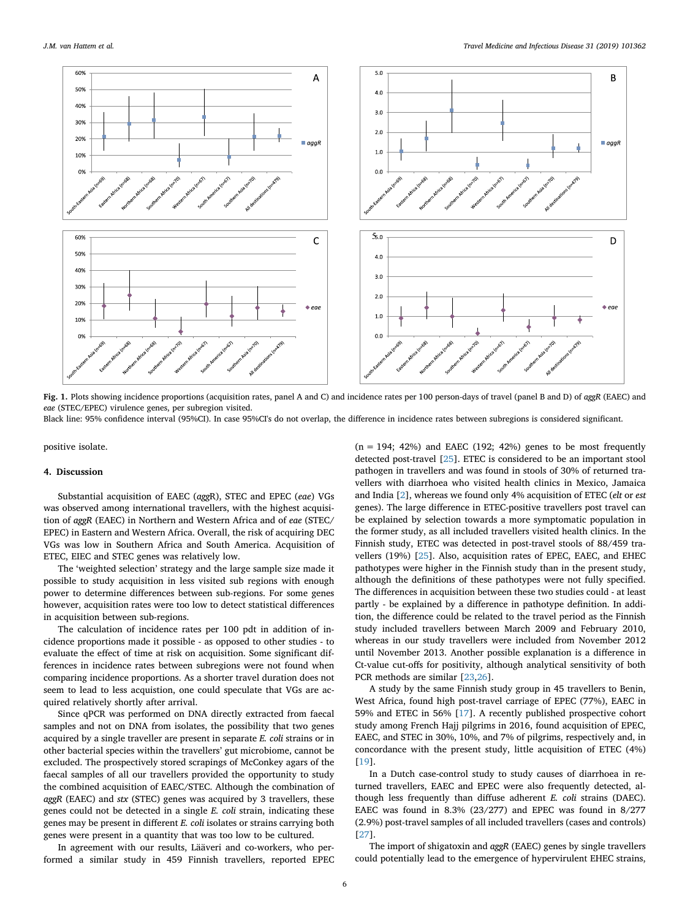Fig. 1. Plots showing incidence proportions (acquisition rates, panel A and C) and incidence rates per 100 person-days of travel (panel B and D) of *aggR* (EAEC) and *eae* (STEC/EPEC) virulence genes, per subregion visited.
Black line: 95% confidence interval (95%CI). In case 95%CI's do not overlap, the difference in incidence rates between subregions is considered significant.

positive isolate.

## 4. Discussion

Substantial acquisition of EAEC (*agg*R), STEC and EPEC (*eae*) VGs was observed among international travellers, with the highest acquisition of *aggR* (EAEC) in Northern and Western Africa and of *eae* (STEC/EPEC) in Eastern and Western Africa. Overall, the risk of acquiring DEC VGs was low in Southern Africa and South America. Acquisition of ETEC, EIEC and STEC genes was relatively low.

The 'weighted selection' strategy and the large sample size made it possible to study acquisition in less visited sub regions with enough power to determine differences between sub-regions. For some genes however, acquisition rates were too low to detect statistical differences in acquisition between sub-regions.

The calculation of incidence rates per 100 pdt in addition of incidence proportions made it possible - as opposed to other studies - to evaluate the effect of time at risk on acquisition. Some significant differences in incidence rates between subregions were not found when comparing incidence proportions. As a shorter travel duration does not seem to lead to less acquistion, one could speculate that VGs are acquired relatively shortly after arrival.

Since qPCR was performed on DNA directly extracted from faecal samples and not on DNA from isolates, the possibility that two genes acquired by a single traveller are present in separate *E. coli* strains or in other bacterial species within the travellers' gut microbiome, cannot be excluded. The prospectively stored scrapings of McConkey agars of the faecal samples of all our travellers provided the opportunity to study the combined acquisition of EAEC/STEC. Although the combination of *aggR* (EAEC) and *stx* (STEC) genes was acquired by 3 travellers, these genes could not be detected in a single *E. coli* strain, indicating these genes may be present in different *E. coli* isolates or strains carrying both genes were present in a quantity that was too low to be cultured.

In agreement with our results, Lääveri and co-workers, who performed a similar study in 459 Finnish travellers, reported EPEC (n = 194; 42%) and EAEC (192; 42%) genes to be most frequently detected post-travel [25]. ETEC is considered to be an important stool pathogen in travellers and was found in stools of 30% of returned travellers with diarrhoea who visited health clinics in Mexico, Jamaica and India [2], whereas we found only 4% acquisition of ETEC (*elt* or *est* genes). The large difference in ETEC-positive travellers post travel can be explained by selection towards a more symptomatic population in the former study, as all included travellers visited health clinics. In the Finnish study, ETEC was detected in post-travel stools of 88/459 travellers (19%) [25]. Also, acquisition rates of EPEC, EAEC, and EHEC pathotypes were higher in the Finnish study than in the present study, although the definitions of these pathotypes were not fully specified. The differences in acquisition between these two studies could - at least partly - be explained by a difference in pathotype definition. In addition, the difference could be related to the travel period as the Finnish study included travellers between March 2009 and February 2010, whereas in our study travellers were included from November 2012 until November 2013. Another possible explanation is a difference in Ct-value cut-offs for positivity, although analytical sensitivity of both PCR methods are similar [23,26].

A study by the same Finnish study group in 45 travellers to Benin, West Africa, found high post-travel carriage of EPEC (77%), EAEC in 59% and ETEC in 56% [17]. A recently published prospective cohort study among French Hajj pilgrims in 2016, found acquisition of EPEC, EAEC, and STEC in 30%, 10%, and 7% of pilgrims, respectively and, in concordance with the present study, little acquisition of ETEC (4%) [19].

In a Dutch case-control study to study causes of diarrhoea in returned travellers, EAEC and EPEC were also frequently detected, although less frequently than diffuse adherent *E. coli* strains (DAEC). EAEC was found in 8.3% (23/277) and EPEC was found in 8/277 (2.9%) post-travel samples of all included travellers (cases and controls) [27].

The import of shigatoxin and *aggR* (EAEC) genes by single travellers could potentially lead to the emergence of hypervirulent EHEC strains,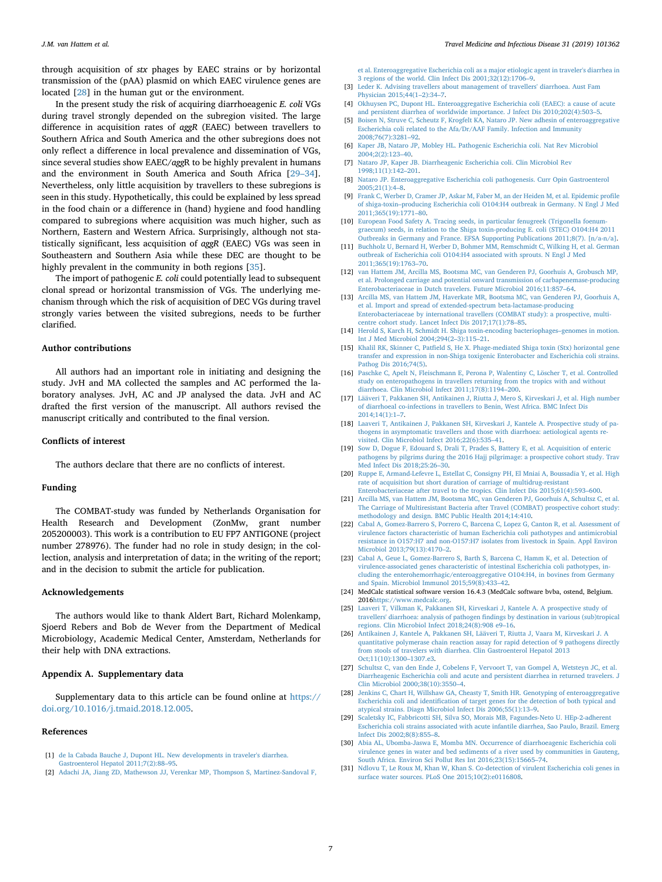through acquisition of *stx* phages by EAEC strains or by horizontal transmission of the (pAA) plasmid on which EAEC virulence genes are located [28] in the human gut or the environment.

In the present study the risk of acquiring diarrhoeagenic *E. coli* VGs during travel strongly depended on the subregion visited. The large difference in acquisition rates of *aggR* (EAEC) between travellers to Southern Africa and South America and the other subregions does not only reflect a difference in local prevalence and dissemination of VGs, since several studies show EAEC/*aggR* to be highly prevalent in humans and the environment in South America and South Africa [29–34]. Nevertheless, only little acquisition by travellers to these subregions is seen in this study. Hypothetically, this could be explained by less spread in the food chain or a difference in (hand) hygiene and food handling compared to subregions where acquisition was much higher, such as Northern, Eastern and Western Africa. Surprisingly, although not statistically significant, less acquisition of *aggR* (EAEC) VGs was seen in Southeastern and Southern Asia while these DEC are thought to be highly prevalent in the community in both regions [35].

The import of pathogenic *E. coli* could potentially lead to subsequent clonal spread or horizontal transmission of VGs. The underlying mechanism through which the risk of acquisition of DEC VGs during travel strongly varies between the visited subregions, needs to be further clarified.

## Author contributions

All authors had an important role in initiating and designing the study. JvH and MA collected the samples and AC performed the laboratory analyses. JvH, AC and JP analysed the data. JvH and AC drafted the first version of the manuscript. All authors revised the manuscript critically and contributed to the final version.

## Conflicts of interest

The authors declare that there are no conflicts of interest.

## Funding

The COMBAT-study was funded by Netherlands Organisation for Health Research and Development (ZonMw, grant number 205200003). This work is a contribution to EU FP7 ANTIGONE (project number 278976). The funder had no role in study design; in the collection, analysis and interpretation of data; in the writing of the report; and in the decision to submit the article for publication.

## Acknowledgements

The authors would like to thank Aldert Bart, Richard Molenkamp, Sjoerd Rebers and Bob de Wever from the Department of Medical Microbiology, Academic Medical Center, Amsterdam, Netherlands for their help with DNA extractions.

## Appendix A. Supplementary data

Supplementary data to this article can be found online at https://doi.org/10.1016/j.tmaid.2018.12.005.

## References

[1] de la Cabada Bauche J, Dupont HL. New developments in traveler's diarrhea. Gastroenterol Hepatol 2011;7(2):88–95.

[2] Adachi JA, Jiang ZD, Mathewson JJ, Verenkar MP, Thompson S, Martinez-Sandoval F, et al. Enteroaggregative Escherichia coli as a major etiologic agent in traveler's diarrhea in 3 regions of the world. Clin Infect Dis 2001;32(12):1706–9.

[3] Leder K. Advising travellers about management of travellers' diarrhoea. Aust Fam Physician 2015;44(1–2):34–7.

[4] Okhuysen PC, Dupont HL. Enteroaggregative Escherichia coli (EAEC): a cause of acute and persistent diarrhea of worldwide importance. J Infect Dis 2010;202(4):503–5.

[5] Boisen N, Struve C, Scheutz F, Krogfelt KA, Nataro JP. New adhesin of enteroaggregative Escherichia coli related to the Afa/Dr/AAF Family. Infection and Immunity 2008;76(7):3281–92.

[6] Kaper JB, Nataro JP, Mobley HL. Pathogenic Escherichia coli. Nat Rev Microbiol 2004;2(2):123–40.

[7] Nataro JP, Kaper JB. Diarrheagenic Escherichia coli. Clin Microbiol Rev 1998;11(1):142–201.

[8] Nataro JP. Enteroaggregative Escherichia coli pathogenesis. Curr Opin Gastroenterol 2005;21(1):4–8.

[9] Frank C, Werber D, Cramer JP, Askar M, Faber M, an der Heiden M, et al. Epidemic profile of shiga-toxin–producing Escherichia coli O104:H4 outbreak in Germany. N Engl J Med 2011;365(19):1771–80.

[10] European Food Safety A. Tracing seeds, in particular fenugreek (Trigonella foenum-graecum) seeds, in relation to the Shiga toxin-producing E. coli (STEC) O104:H4 2011 Outbreaks in Germany and France. EFSA Supporting Publications 2011;8(7). [n/a-n/a].

[11] Buchholz U, Bernard H, Werber D, Bohmer MM, Remschmidt C, Wilking H, et al. German outbreak of Escherichia coli O104:H4 associated with sprouts. N Engl J Med 2011;365(19):1763–70.

[12] van Hattem JM, Arcilla MS, Bootsma MC, van Genderen PJ, Goorhuis A, Grobusch MP, et al. Prolonged carriage and potential onward transmission of carbapenemase-producing Enterobacteriaceae in Dutch travelers. Future Microbiol 2016;11:857–64.

[13] Arcilla MS, van Hattem JM, Haverkate MR, Bootsma MC, van Genderen PJ, Goorhuis A, et al. Import and spread of extended-spectrum beta-lactamase-producing Enterobacteriaceae by international travellers (COMBAT study): a prospective, multicentre cohort study. Lancet Infect Dis 2017;17(1):78–85.

[14] Herold S, Karch H, Schmidt H. Shiga toxin-encoding bacteriophages–genomes in motion. Int J Med Microbiol 2004;294(2–3):115–21.

[15] Khalil RK, Skinner C, Patfield S, He X. Phage-mediated Shiga toxin (Stx) horizontal gene transfer and expression in non-Shiga toxigenic Enterobacter and Escherichia coli strains. Pathog Dis 2016;74(5).

[16] Paschke C, Apelt N, Fleischmann E, Perona P, Walentiny C, Löscher T, et al. Controlled study on enteropathogens in travellers returning from the tropics with and without diarrhoea. Clin Microbiol Infect 2011;17(8):1194–200.

[17] Lääveri T, Pakkanen SH, Antikainen J, Riutta J, Mero S, Kirveskari J, et al. High number of diarrhoeal co-infections in travellers to Benin, West Africa. BMC Infect Dis 2014;14(1):1–7.

[18] Laaveri T, Antikainen J, Pakkanen SH, Kirveskari J, Kantele A. Prospective study of pathogens in asymptomatic travellers and those with diarrhoea: aetiological agents revisited. Clin Microbiol Infect 2016;22(6):535–41.

[19] Sow D, Dogue F, Edouard S, Drali T, Prades S, Battery E, et al. Acquisition of enteric pathogens by pilgrims during the 2016 Hajj pilgrimage: a prospective cohort study. Trav Med Infect Dis 2018;25:26–30.

[20] Ruppe E, Armand-Lefevre L, Estellat C, Consigny PH, El Mniai A, Boussadia Y, et al. High rate of acquisition but short duration of carriage of multidrug-resistant Enterobacteriaceae after travel to the tropics. Clin Infect Dis 2015;61(4):593–600.

[21] Arcilla MS, van Hattem JM, Bootsma MC, van Genderen PJ, Goorhuis A, Schultsz C, et al. The Carriage of Multiresistant Bacteria after Travel (COMBAT) prospective cohort study: methodology and design. BMC Public Health 2014;14:410.

[22] Cabal A, Gomez-Barrero S, Porrero C, Barcena C, Lopez G, Canton R, et al. Assessment of virulence factors characteristic of human Escherichia coli pathotypes and antimicrobial resistance in O157:H7 and non-O157:H7 isolates from livestock in Spain. Appl Environ Microbiol 2013;79(13):4170–2.

[23] Cabal A, Geue L, Gomez-Barrero S, Barth S, Barcena C, Hamm K, et al. Detection of virulence-associated genes characteristic of intestinal Escherichia coli pathotypes, including the enterohemorrhagic/enteroaggregative O104:H4, in bovines from Germany and Spain. Microbiol Immunol 2015;59(8):433–42.

[24] MedCalc statistical software version 16.4.3 (MedCalc software bvba, ostend, Belgium. 2016https://www.medcalc.org.

[25] Laaveri T, Vilkman K, Pakkanen SH, Kirveskari J, Kantele A. A prospective study of travellers' diarrhoea: analysis of pathogen findings by destination in various (sub)tropical regions. Clin Microbiol Infect 2018;24(8):908 e9–16.

[26] Antikainen J, Kantele A, Pakkanen SH, Lääveri T, Riutta J, Vaara M, Kirveskari J. A quantitative polymerase chain reaction assay for rapid detection of 9 pathogens directly from stools of travelers with diarrhea. Clin Gastroenterol Hepatol 2013 Oct;11(10):1300–1307.e3.

[27] Schultsz C, van den Ende J, Cobelens F, Vervoort T, van Gompel A, Wetsteyn JC, et al. Diarrheagenic Escherichia coli and acute and persistent diarrhea in returned travelers. J Clin Microbiol 2000;38(10):3550–4.

[28] Jenkins C, Chart H, Willshaw GA, Cheasty T, Smith HR. Genotyping of enteroaggregative Escherichia coli and identification of target genes for the detection of both typical and atypical strains. Diagn Microbiol Infect Dis 2006;55(1):13–9.

[29] Scaletsky IC, Fabbricotti SH, Silva SO, Morais MB, Fagundes-Neto U. HEp-2-adherent Escherichia coli strains associated with acute infantile diarrhea, Sao Paulo, Brazil. Emerg Infect Dis 2002;8(8):855–8.

[30] Abia AL, Ubomba-Jaswa E, Momba MN. Occurrence of diarrhoeagenic Escherichia coli virulence genes in water and bed sediments of a river used by communities in Gauteng, South Africa. Environ Sci Pollut Res Int 2016;23(15):15665–74.

[31] Ndlovu T, Le Roux M, Khan W, Khan S. Co-detection of virulent Escherichia coli genes in surface water sources. PLoS One 2015;10(2):e0116808.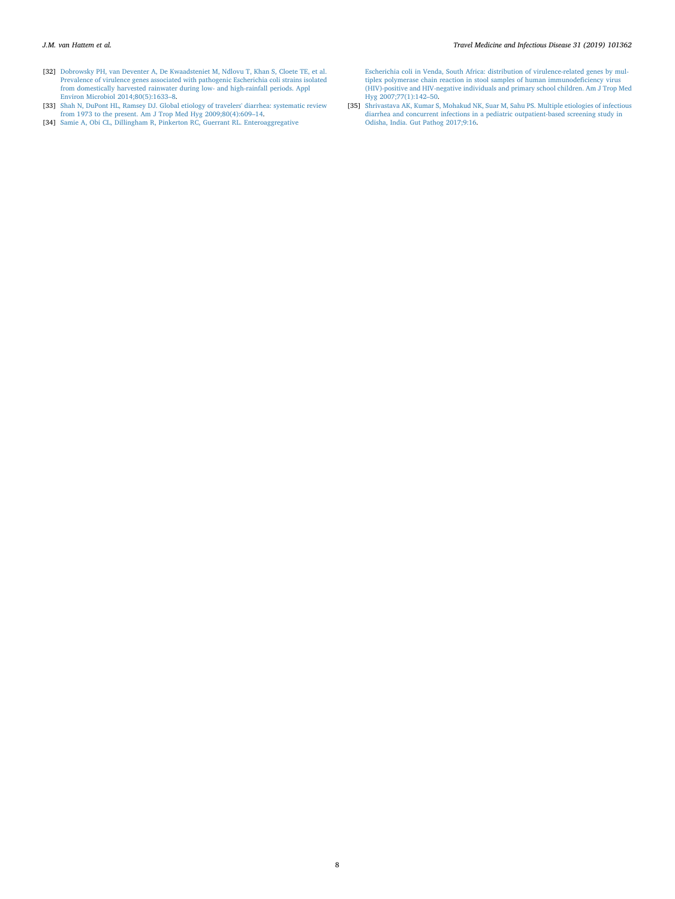[32] Dobrowsky PH, van Deventer A, De Kwaadsteniet M, Ndlovu T, Khan S, Cloete TE, et al. Prevalence of virulence genes associated with pathogenic Escherichia coli strains isolated from domestically harvested rainwater during low- and high-rainfall periods. Appl Environ Microbiol 2014;80(5):1633–8.

[33] Shah N, DuPont HL, Ramsey DJ. Global etiology of travelers' diarrhea: systematic review from 1973 to the present. Am J Trop Med Hyg 2009;80(4):609–14.

[34] Samie A, Obi CL, Dillingham R, Pinkerton RC, Guerrant RL. Enteroaggregative Escherichia coli in Venda, South Africa: distribution of virulence-related genes by multiplex polymerase chain reaction in stool samples of human immunodeficiency virus (HIV)-positive and HIV-negative individuals and primary school children. Am J Trop Med Hyg 2007;77(1):142–50.

[35] Shrivastava AK, Kumar S, Mohakud NK, Suar M, Sahu PS. Multiple etiologies of infectious diarrhea and concurrent infections in a pediatric outpatient-based screening study in Odisha, India. Gut Pathog 2017;9:16.